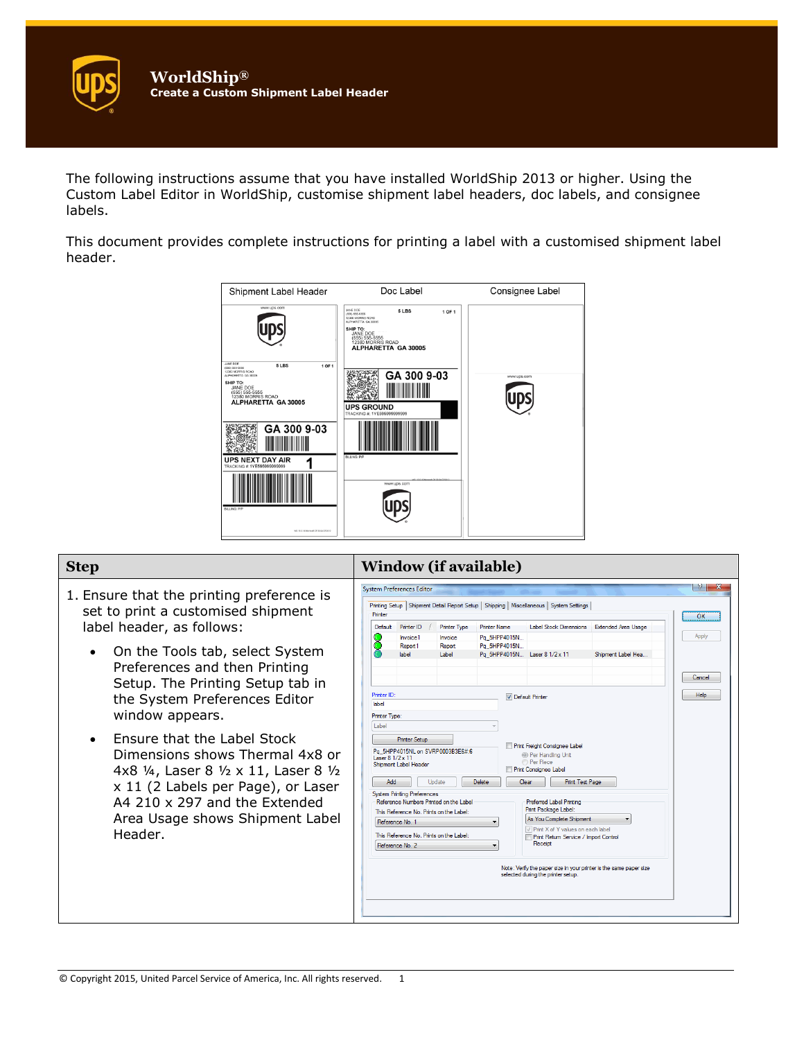# WorldShip®

**Create a Custom Shipment Label Header**

The following instructions assume that you have installed WorldShip 2013 or higher. Using the Custom Label Editor in WorldShip, customise shipment label headers, doc labels, and consignee labels.

This document provides complete instructions for printing a label with a customised shipment label header.

| Step | Window (if available) |
| --- | --- |
| 1. Ensure that the printing preference is set to print a customised shipment label header, as follows:<br>• On the Tools tab, select System Preferences and then Printing Setup. The Printing Setup tab in the System Preferences Editor window appears.<br>• Ensure that the Label Stock Dimensions shows Thermal 4x8 or 4x8 ¼, Laser 8 ½ x 11, Laser 8 ½ x 11 (2 Labels per Page), or Laser A4 210 x 297 and the Extended Area Usage shows Shipment Label Header. | |

© Copyright 2015, United Parcel Service of America, Inc. All rights reserved.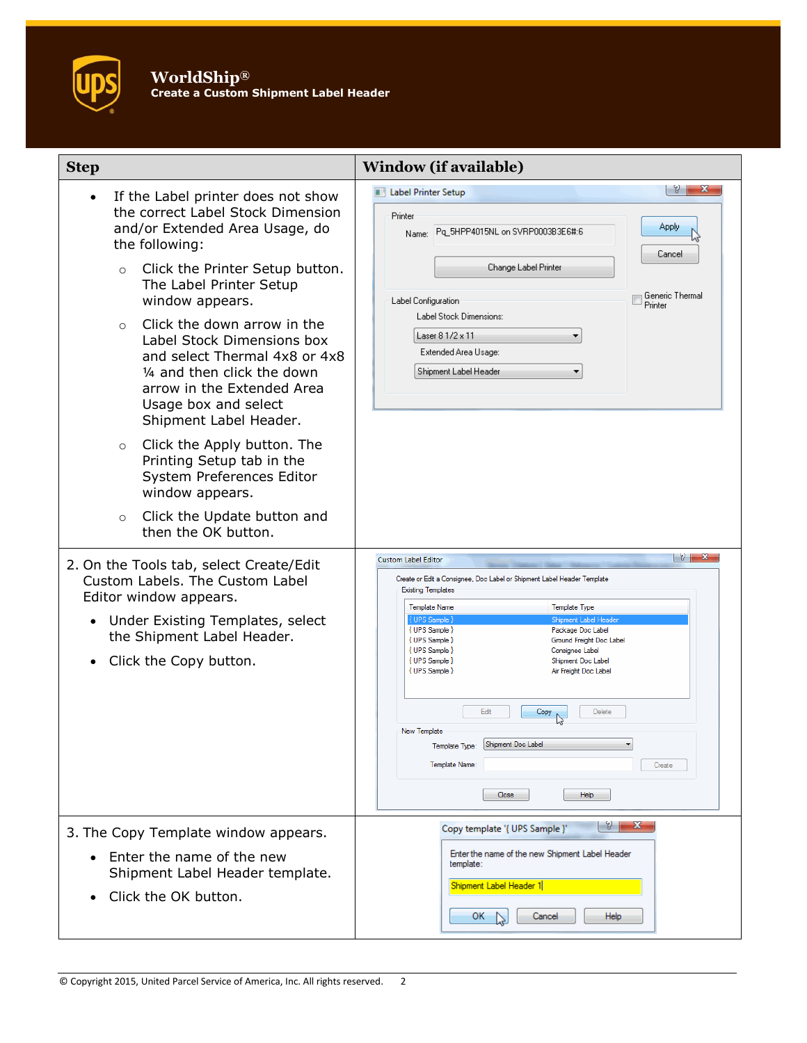| Step | Window (if available) |
| --- | --- |
| • If the Label printer does not show the correct Label Stock Dimension and/or Extended Area Usage, do the following:<br>  ○ Click the Printer Setup button. The Label Printer Setup window appears.<br>  ○ Click the down arrow in the Label Stock Dimensions box and select Thermal 4x8 or 4x8 ¼ and then click the down arrow in the Extended Area Usage box and select Shipment Label Header.<br>  ○ Click the Apply button. The Printing Setup tab in the System Preferences Editor window appears.<br>  ○ Click the Update button and then the OK button. | |
| 2. On the Tools tab, select Create/Edit Custom Labels. The Custom Label Editor window appears.<br>• Under Existing Templates, select the Shipment Label Header.<br>• Click the Copy button. | |
| 3. The Copy Template window appears.<br>• Enter the name of the new Shipment Label Header template.<br>• Click the OK button. | |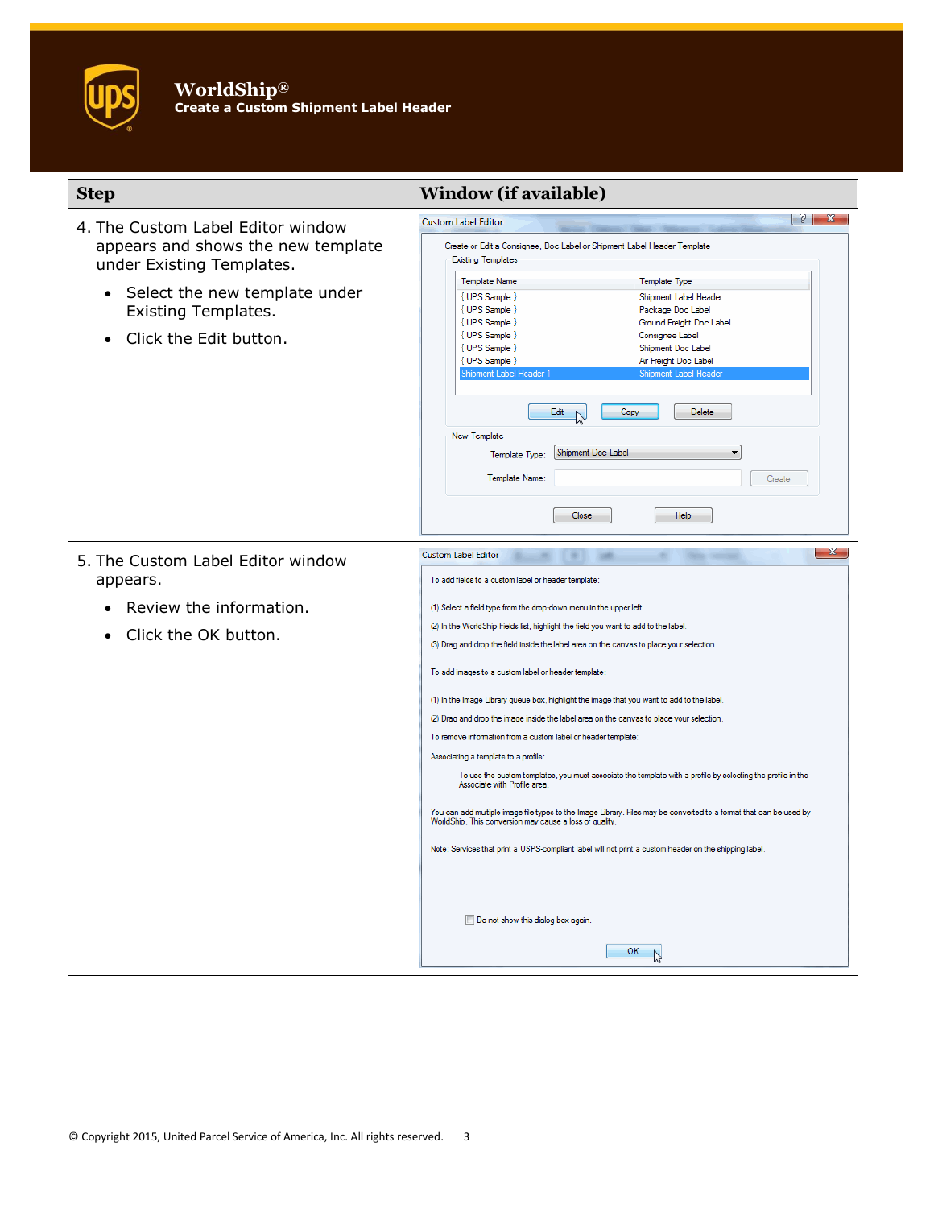| Step | Window (if available) |
|---|---|
| 4. The Custom Label Editor window appears and shows the new template under Existing Templates.<br>• Select the new template under Existing Templates.<br>• Click the Edit button. | |
| 5. The Custom Label Editor window appears.<br>• Review the information.<br>• Click the OK button. | |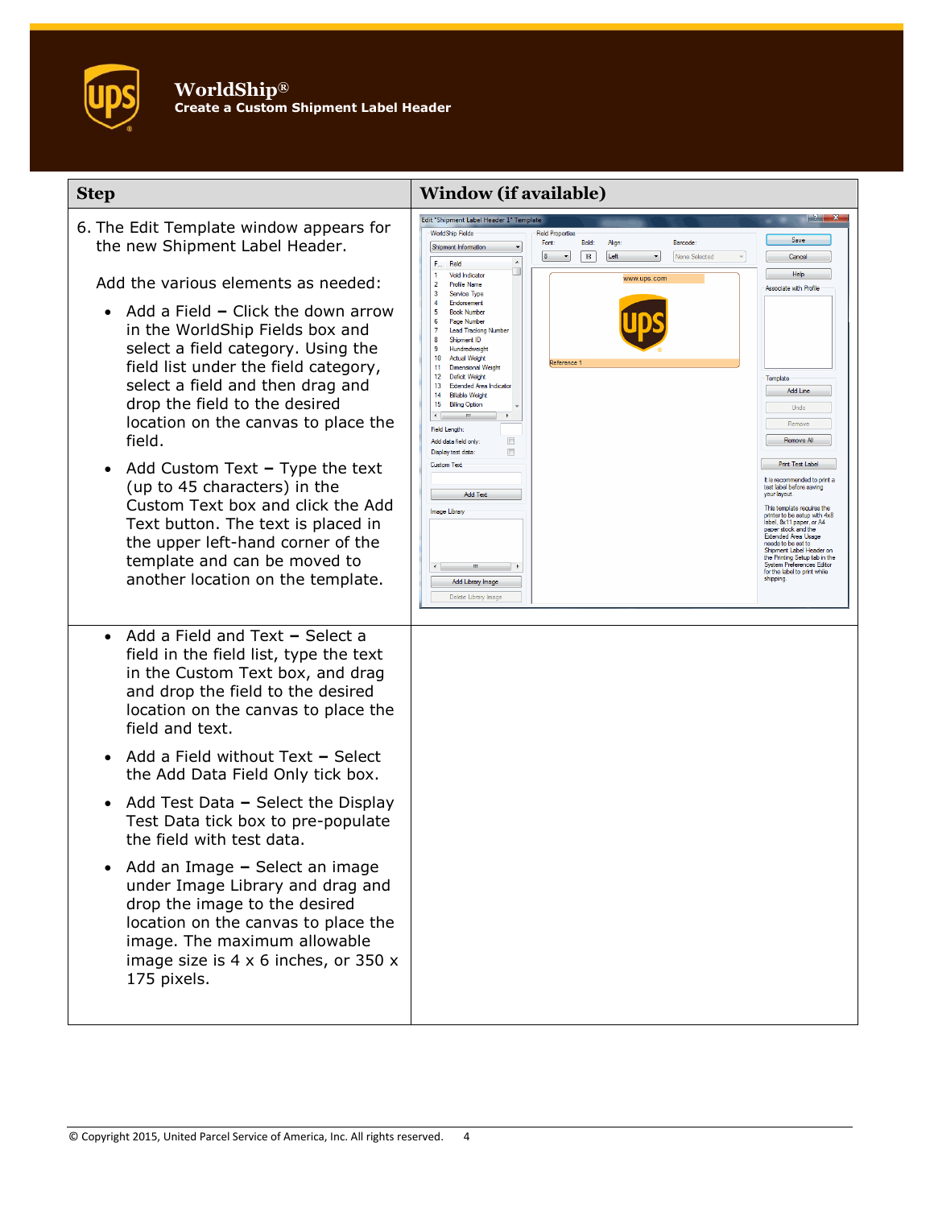| Step | Window (if available) |
|---|---|
| 6. The Edit Template window appears for the new Shipment Label Header.<br><br>Add the various elements as needed:<br><br>• Add a Field – Click the down arrow in the WorldShip Fields box and select a field category. Using the field list under the field category, select a field and then drag and drop the field to the desired location on the canvas to place the field.<br><br>• Add Custom Text – Type the text (up to 45 characters) in the Custom Text box and click the Add Text button. The text is placed in the upper left-hand corner of the template and can be moved to another location on the template. | |
| • Add a Field and Text – Select a field in the field list, type the text in the Custom Text box, and drag and drop the field to the desired location on the canvas to place the field and text.<br><br>• Add a Field without Text – Select the Add Data Field Only tick box.<br><br>• Add Test Data – Select the Display Test Data tick box to pre-populate the field with test data.<br><br>• Add an Image – Select an image under Image Library and drag and drop the image to the desired location on the canvas to place the image. The maximum allowable image size is 4 x 6 inches, or 350 x 175 pixels. | |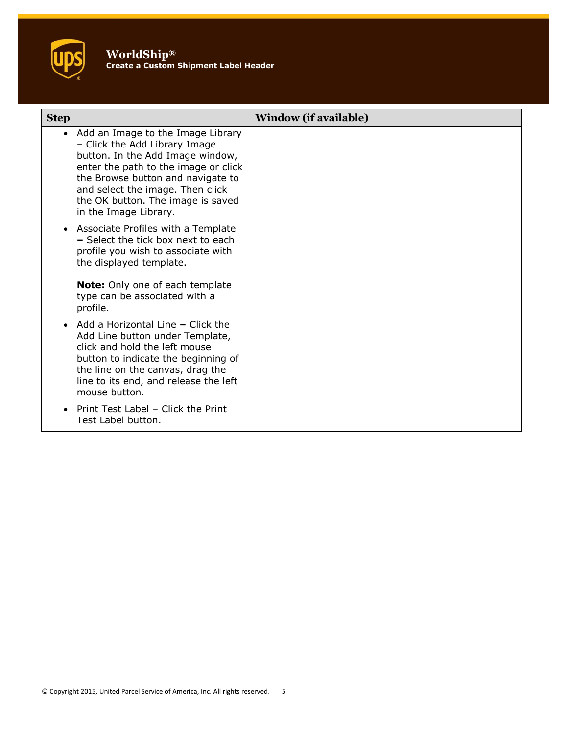| Step | Window (if available) |
| --- | --- |
| • Add an Image to the Image Library – Click the Add Library Image button. In the Add Image window, enter the path to the image or click the Browse button and navigate to and select the image. Then click the OK button. The image is saved in the Image Library.<br>• Associate Profiles with a Template **–** Select the tick box next to each profile you wish to associate with the displayed template.<br><br>**Note:** Only one of each template type can be associated with a profile.<br>• Add a Horizontal Line **–** Click the Add Line button under Template, click and hold the left mouse button to indicate the beginning of the line on the canvas, drag the line to its end, and release the left mouse button.<br>• Print Test Label – Click the Print Test Label button. | |